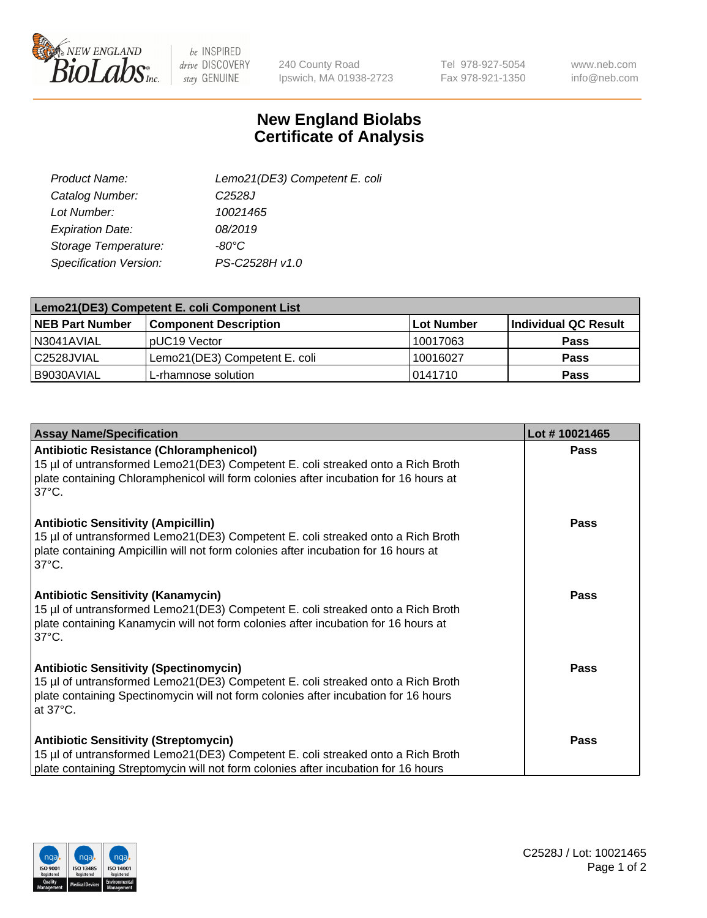# New England Biolabs Certificate of Analysis

| | |
|---|---|
| *Product Name:* | *Lemo21(DE3) Competent E. coli* |
| *Catalog Number:* | *C2528J* |
| *Lot Number:* | *10021465* |
| *Expiration Date:* | *08/2019* |
| *Storage Temperature:* | *-80°C* |
| *Specification Version:* | *PS-C2528H v1.0* |

| **Lemo21(DE3) Competent E. coli Component List** | | | |
|---|---|---|---|
| **NEB Part Number** | **Component Description** | **Lot Number** | **Individual QC Result** |
| N3041AVIAL | pUC19 Vector | 10017063 | **Pass** |
| C2528JVIAL | Lemo21(DE3) Competent E. coli | 10016027 | **Pass** |
| B9030AVIAL | L-rhamnose solution | 0141710 | **Pass** |

| **Assay Name/Specification** | **Lot # 10021465** |
|---|---|
| **Antibiotic Resistance (Chloramphenicol)** 15 µl of untransformed Lemo21(DE3) Competent E. coli streaked onto a Rich Broth plate containing Chloramphenicol will form colonies after incubation for 16 hours at 37°C. | **Pass** |
| **Antibiotic Sensitivity (Ampicillin)** 15 µl of untransformed Lemo21(DE3) Competent E. coli streaked onto a Rich Broth plate containing Ampicillin will not form colonies after incubation for 16 hours at 37°C. | **Pass** |
| **Antibiotic Sensitivity (Kanamycin)** 15 µl of untransformed Lemo21(DE3) Competent E. coli streaked onto a Rich Broth plate containing Kanamycin will not form colonies after incubation for 16 hours at 37°C. | **Pass** |
| **Antibiotic Sensitivity (Spectinomycin)** 15 µl of untransformed Lemo21(DE3) Competent E. coli streaked onto a Rich Broth plate containing Spectinomycin will not form colonies after incubation for 16 hours at 37°C. | **Pass** |
| **Antibiotic Sensitivity (Streptomycin)** 15 µl of untransformed Lemo21(DE3) Competent E. coli streaked onto a Rich Broth plate containing Streptomycin will not form colonies after incubation for 16 hours | **Pass** |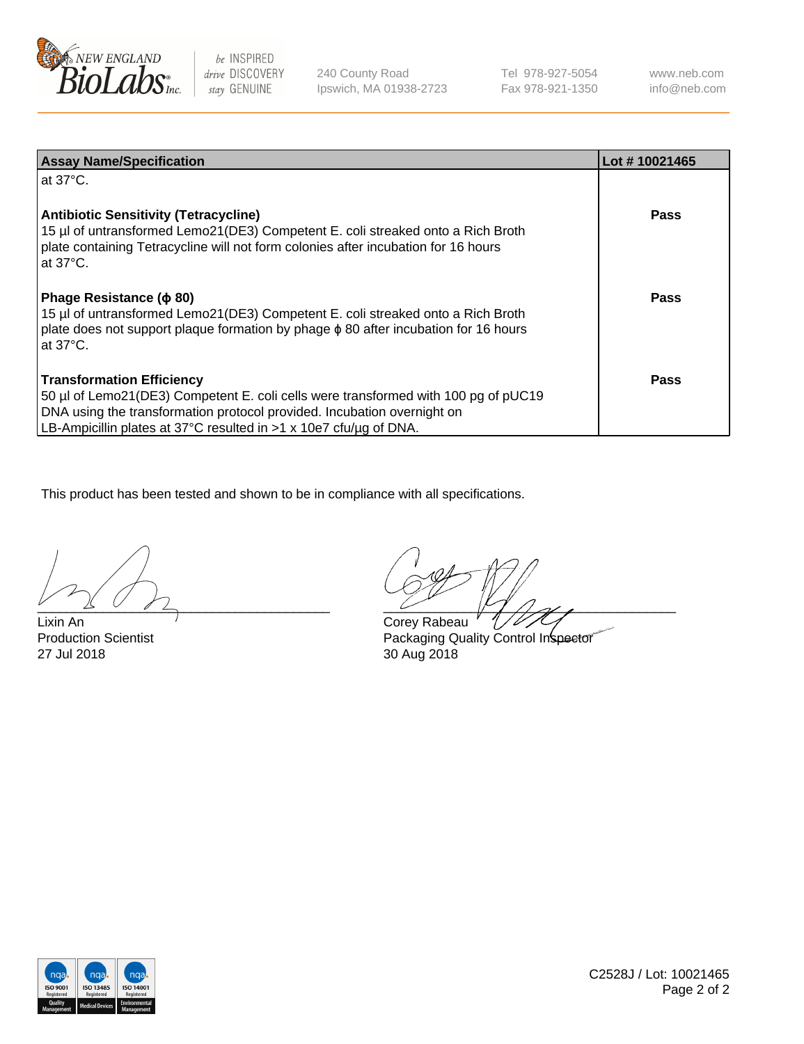| Assay Name/Specification | Lot # 10021465 |
|---|---|
| at 37°C. | |
| **Antibiotic Sensitivity (Tetracycline)**<br>15 µl of untransformed Lemo21(DE3) Competent E. coli streaked onto a Rich Broth plate containing Tetracycline will not form colonies after incubation for 16 hours at 37°C. | **Pass** |
| **Phage Resistance (ϕ 80)**<br>15 µl of untransformed Lemo21(DE3) Competent E. coli streaked onto a Rich Broth plate does not support plaque formation by phage ϕ 80 after incubation for 16 hours at 37°C. | **Pass** |
| **Transformation Efficiency**<br>50 µl of Lemo21(DE3) Competent E. coli cells were transformed with 100 pg of pUC19 DNA using the transformation protocol provided. Incubation overnight on LB-Ampicillin plates at 37°C resulted in >1 x 10e7 cfu/µg of DNA. | **Pass** |

This product has been tested and shown to be in compliance with all specifications.

Lixin An
Production Scientist
27 Jul 2018

Corey Rabeau
Packaging Quality Control Inspector
30 Aug 2018

C2528J / Lot: 10021465